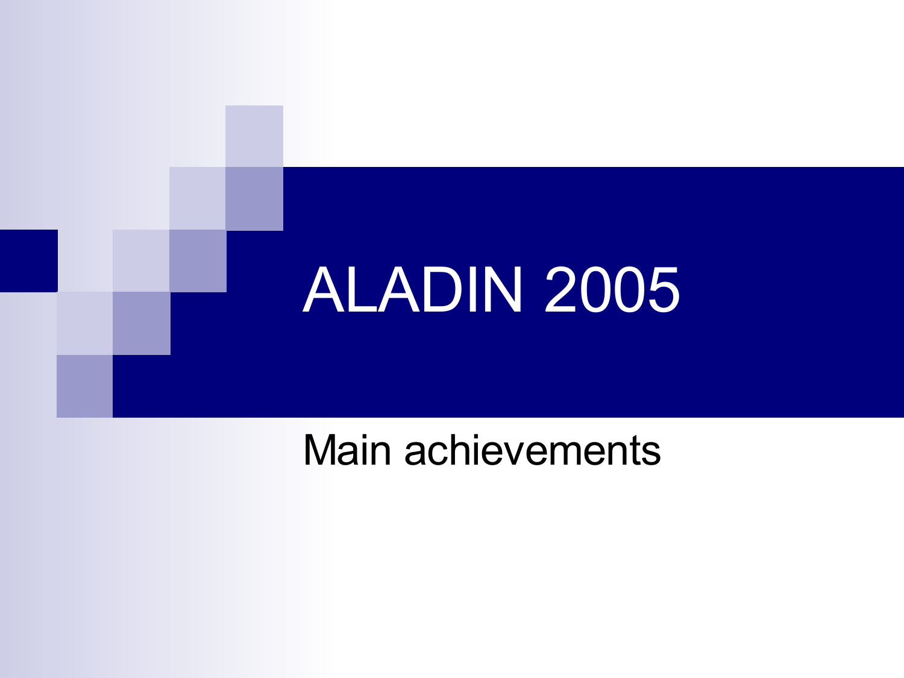# ALADIN 2005

Main achievements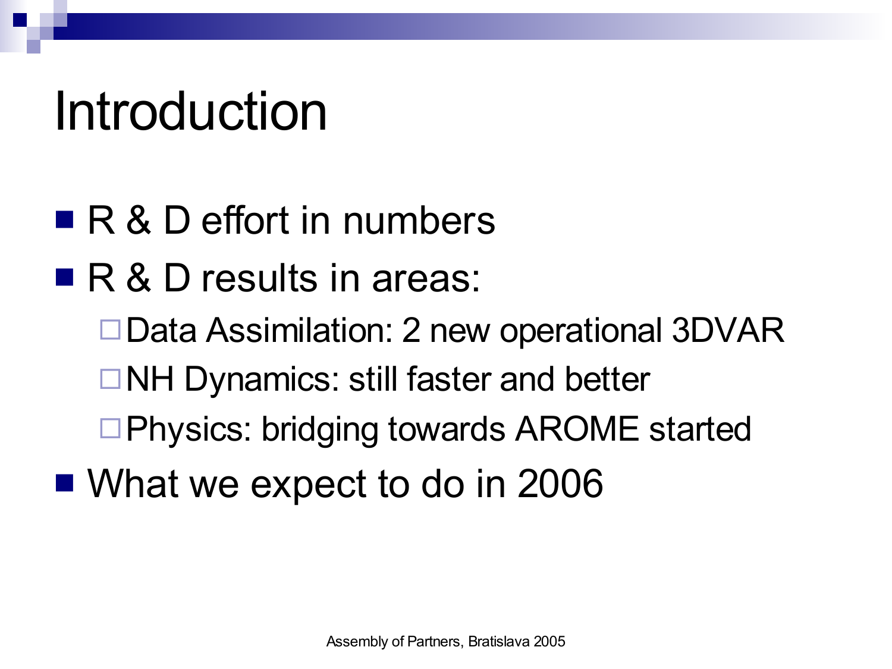# Introduction

- R & D effort in numbers
- R & D results in areas:
  - Data Assimilation: 2 new operational 3DVAR
  - NH Dynamics: still faster and better
  - Physics: bridging towards AROME started
- What we expect to do in 2006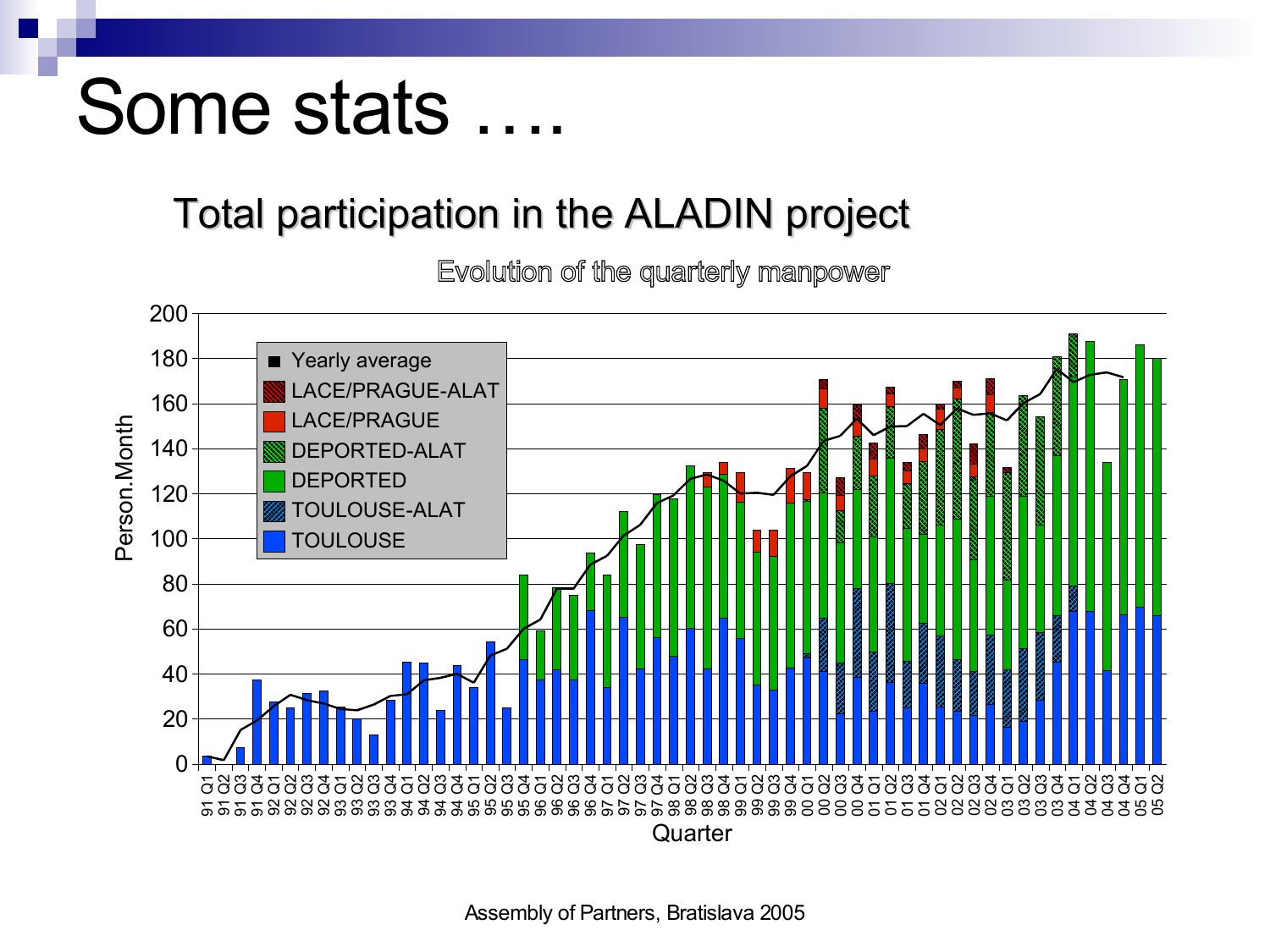# Some stats ….

## Total participation in the ALADIN project

Evolution of the quarterly manpower

Person.Month

Legend:
- Yearly average
- LACE/PRAGUE-ALAT
- LACE/PRAGUE
- DEPORTED-ALAT
- DEPORTED
- TOULOUSE-ALAT
- TOULOUSE

Quarter

Assembly of Partners, Bratislava 2005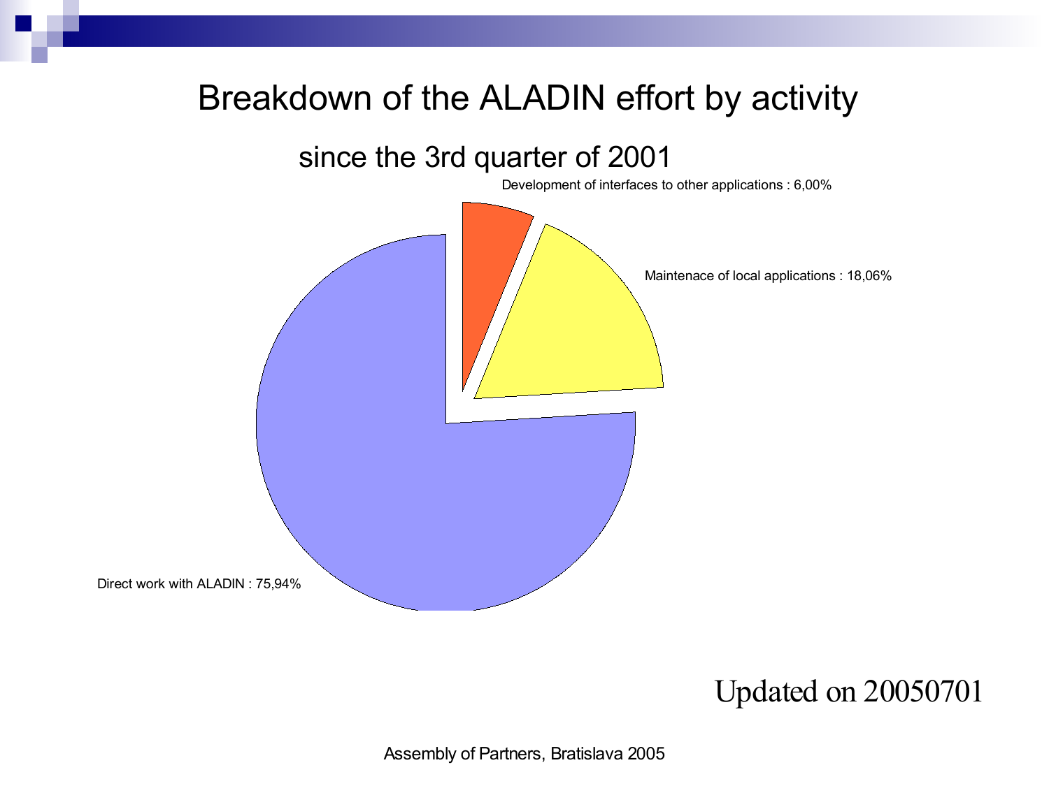# Breakdown of the ALADIN effort by activity

## since the 3rd quarter of 2001

Development of interfaces to other applications : 6,00%

Maintenace of local applications : 18,06%

Direct work with ALADIN : 75,94%

Updated on 20050701

Assembly of Partners, Bratislava 2005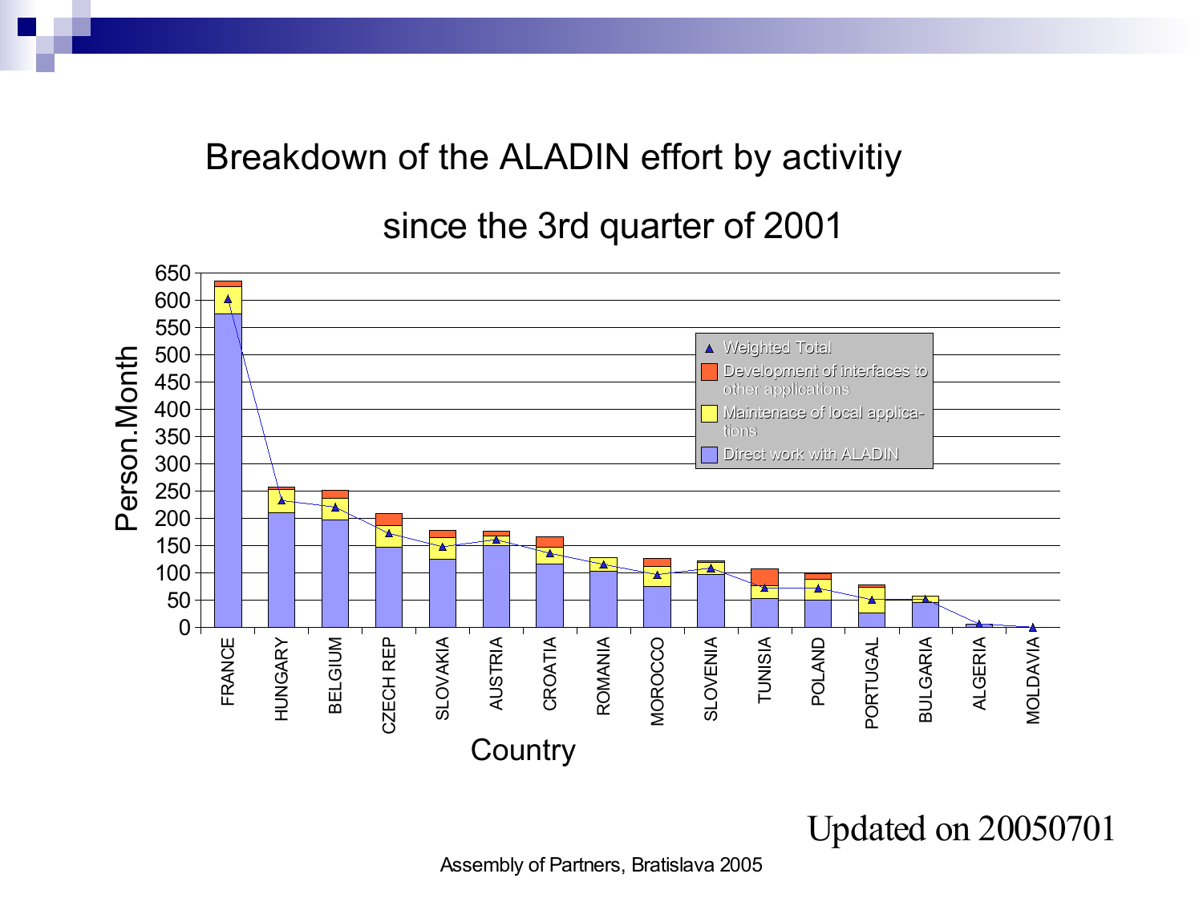# Breakdown of the ALADIN effort by activitiy

## since the 3rd quarter of 2001

Person.Month

650, 600, 550, 500, 450, 400, 350, 300, 250, 200, 150, 100, 50, 0

- ▲ Weighted Total
- Development of interfaces to other applications
- Maintenace of local applica-tions
- Direct work with ALADIN

FRANCE, HUNGARY, BELGIUM, CZECH REP, SLOVAKIA, AUSTRIA, CROATIA, ROMANIA, MOROCCO, SLOVENIA, TUNISIA, POLAND, PORTUGAL, BULGARIA, ALGERIA, MOLDAVIA

Country

Updated on 20050701

Assembly of Partners, Bratislava 2005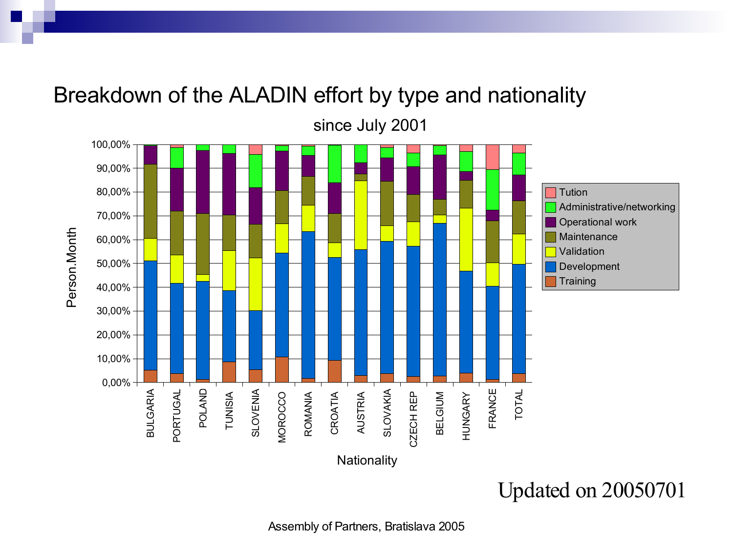# Breakdown of the ALADIN effort by type and nationality

since July 2001

Updated on 20050701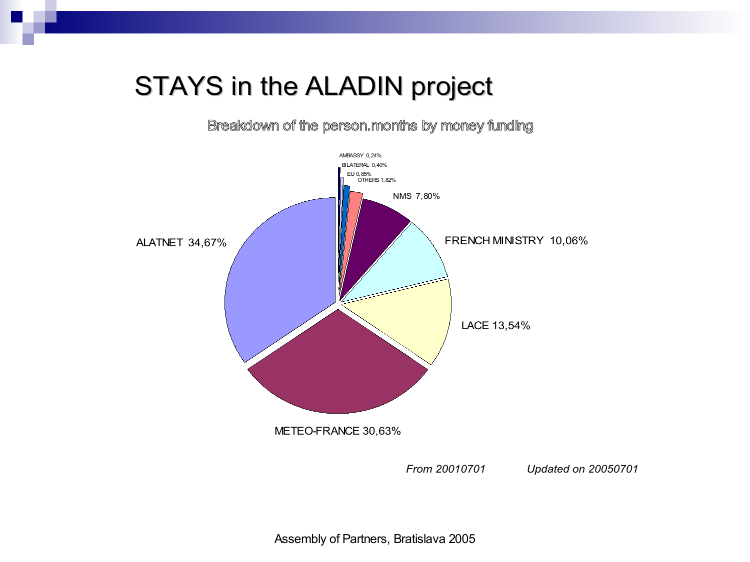# STAYS in the ALADIN project

Breakdown of the person.months by money funding

| Funding | Share |
|---|---|
| AMBASSY | 0,24% |
| BILATERAL | 0,40% |
| EU | 0,85% |
| OTHERS | 1,82% |
| NMS | 7,80% |
| FRENCH MINISTRY | 10,06% |
| LACE | 13,54% |
| METEO-FRANCE | 30,63% |
| ALATNET | 34,67% |

*From 20010701* *Updated on 20050701*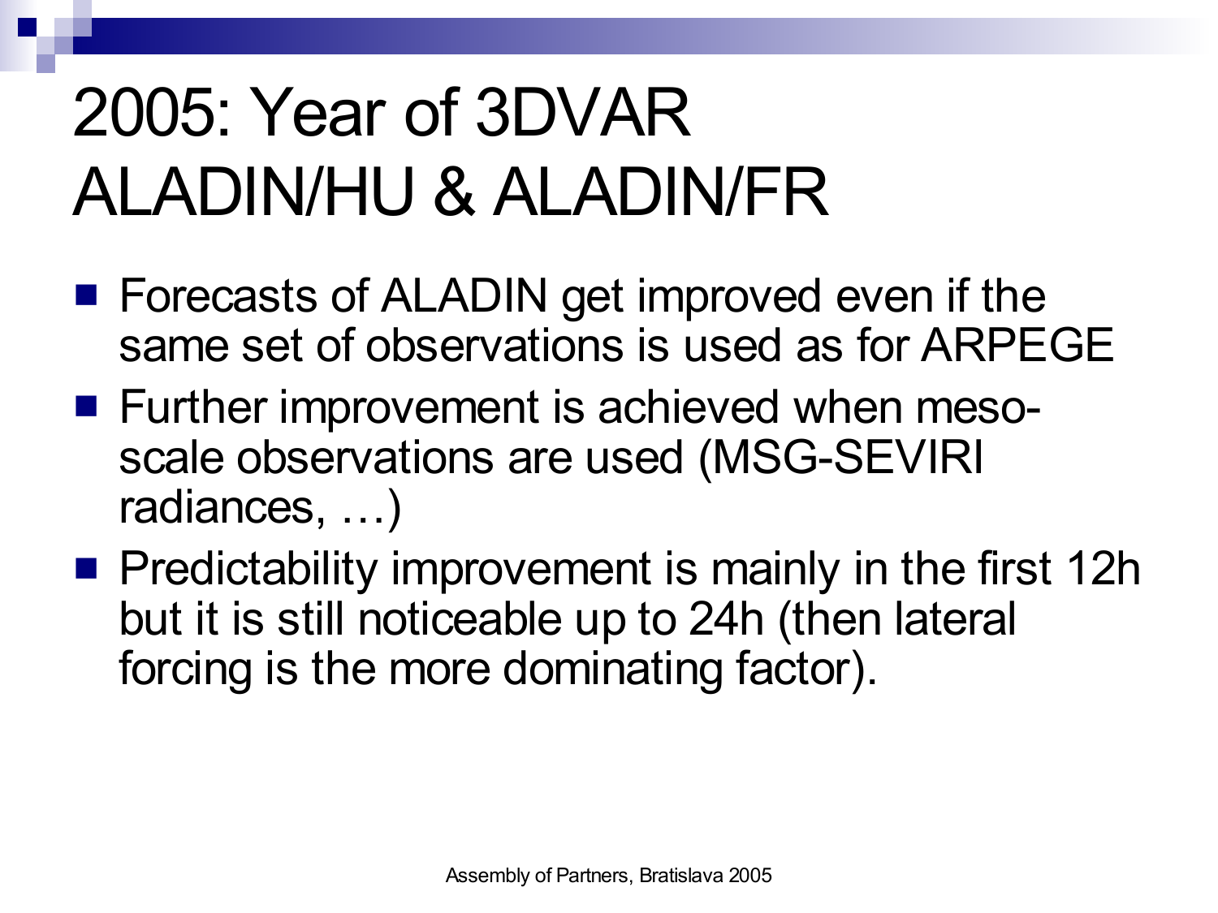# 2005: Year of 3DVAR ALADIN/HU & ALADIN/FR

- Forecasts of ALADIN get improved even if the same set of observations is used as for ARPEGE
- Further improvement is achieved when meso-scale observations are used (MSG-SEVIRI radiances, …)
- Predictability improvement is mainly in the first 12h but it is still noticeable up to 24h (then lateral forcing is the more dominating factor).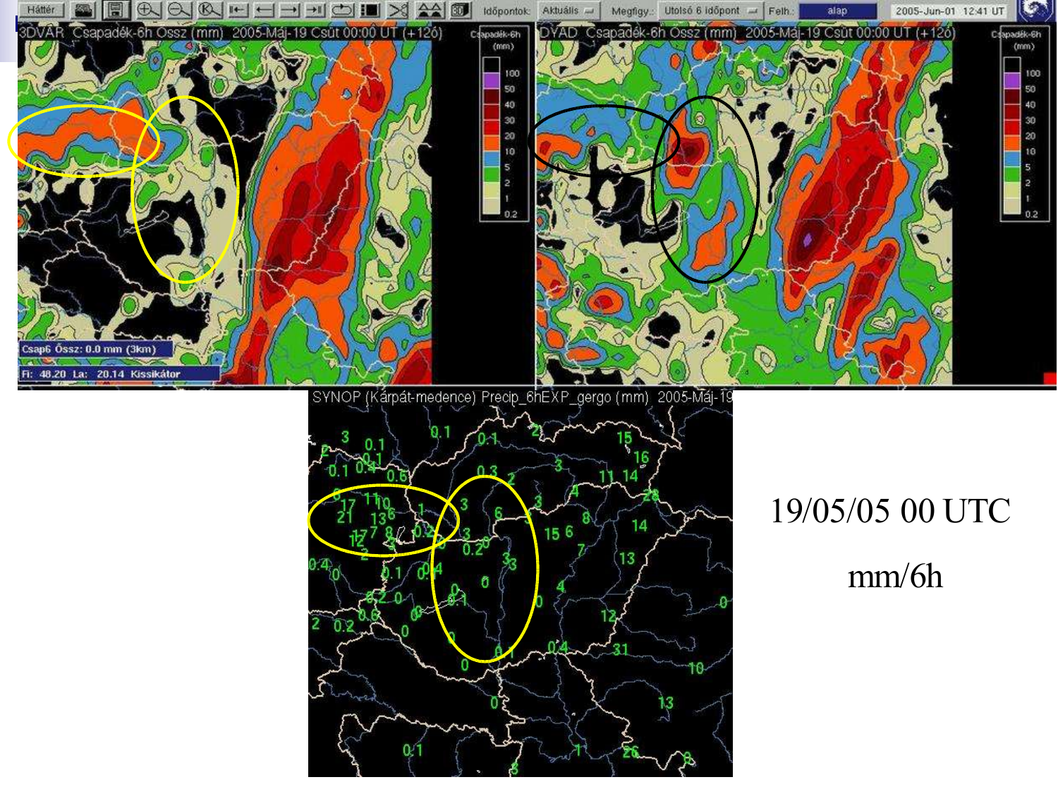19/05/05 00 UTC

mm/6h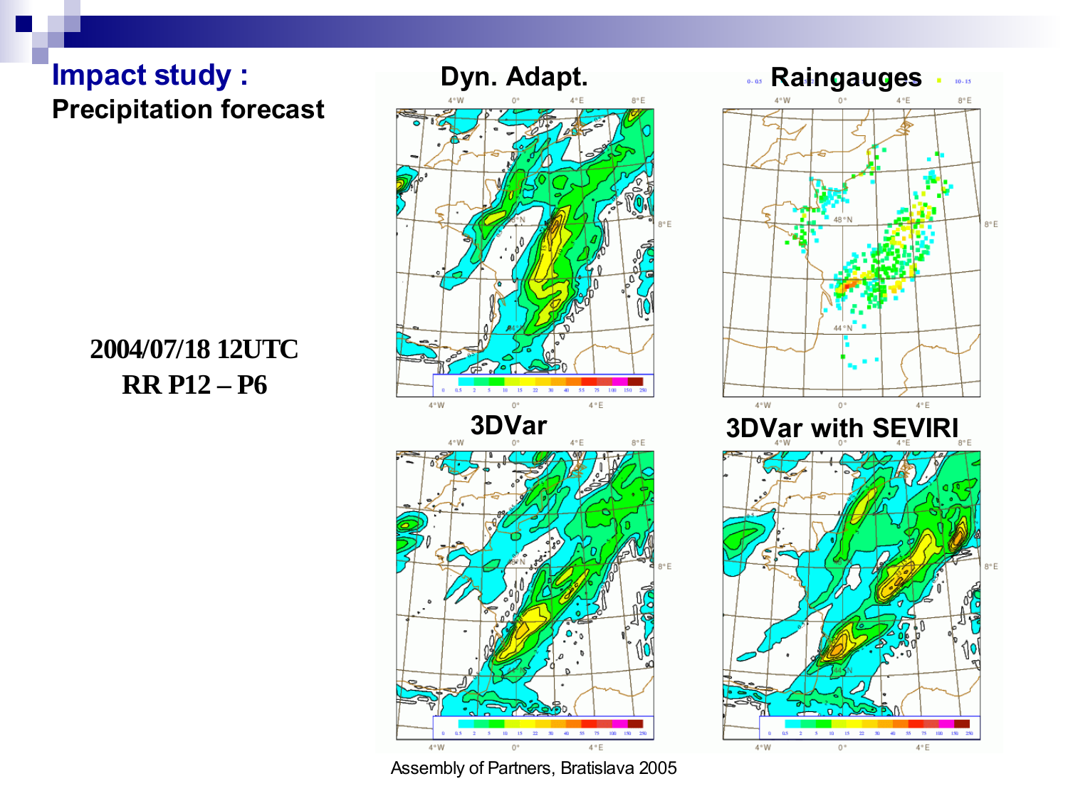# Impact study :

## Precipitation forecast

**2004/07/18 12UTC**
**RR P12 – P6**

Dyn. Adapt.

Raingauges

3DVar

3DVar with SEVIRI

Assembly of Partners, Bratislava 2005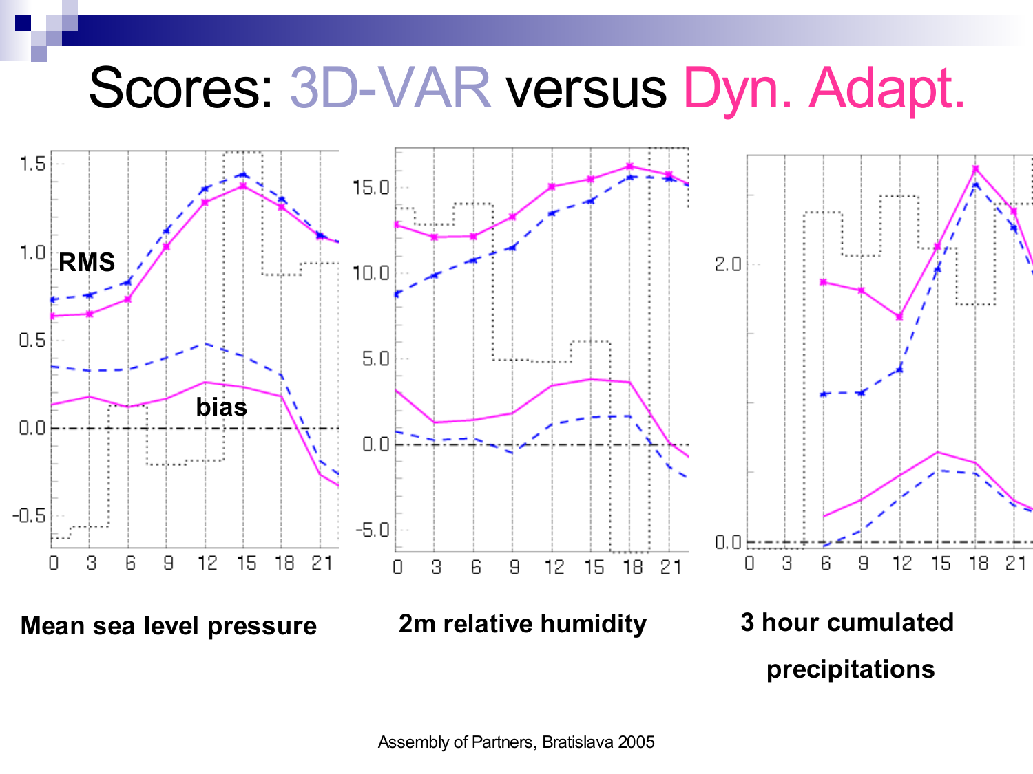# Scores: 3D-VAR versus Dyn. Adapt.

Mean sea level pressure

2m relative humidity

3 hour cumulated precipitations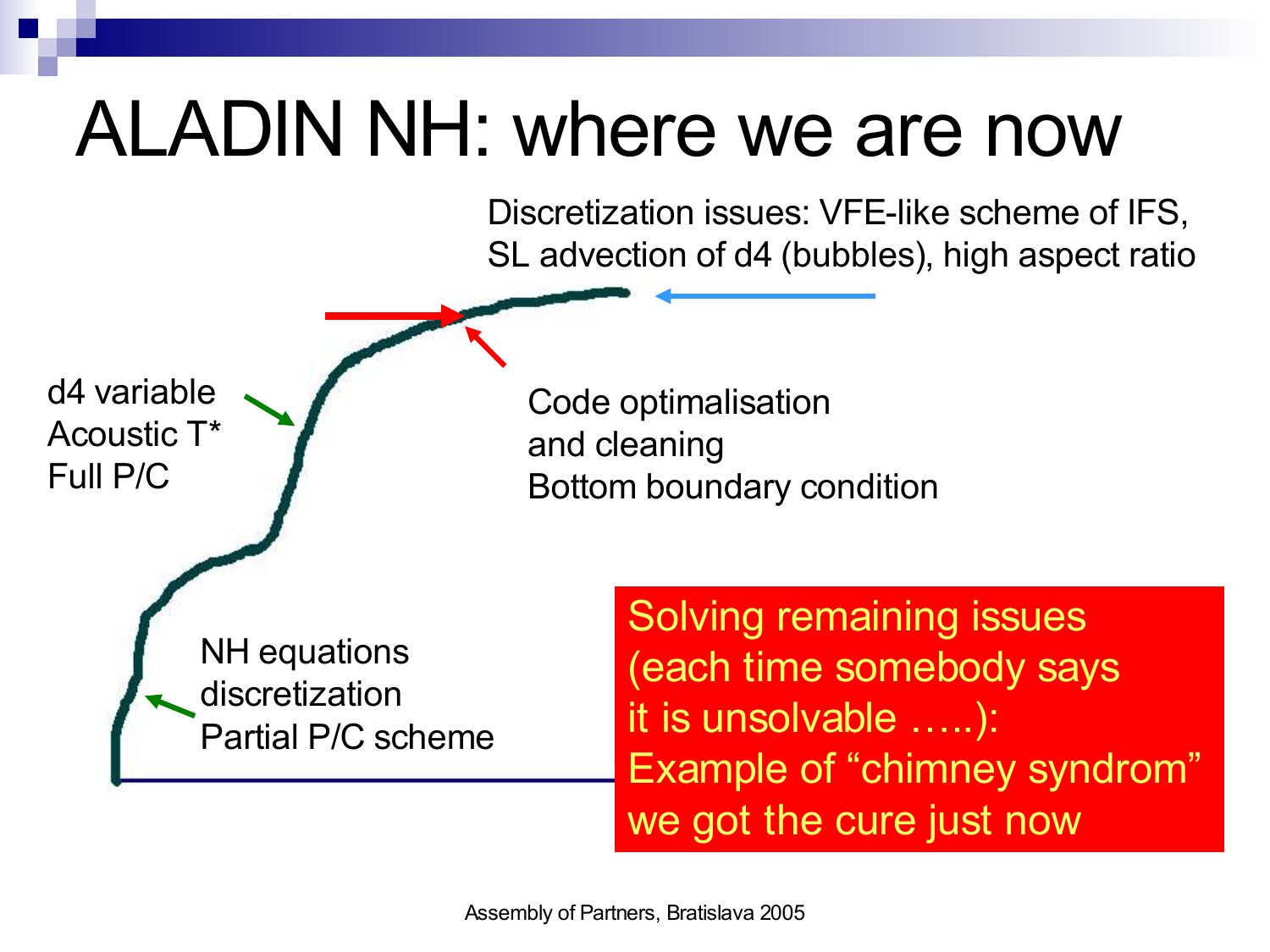# ALADIN NH: where we are now

Discretization issues: VFE-like scheme of IFS, SL advection of d4 (bubbles), high aspect ratio

d4 variable
Acoustic T*
Full P/C

Code optimalisation
and cleaning
Bottom boundary condition

NH equations
discretization
Partial P/C scheme

Solving remaining issues (each time somebody says it is unsolvable …..): Example of “chimney syndrom” we got the cure just now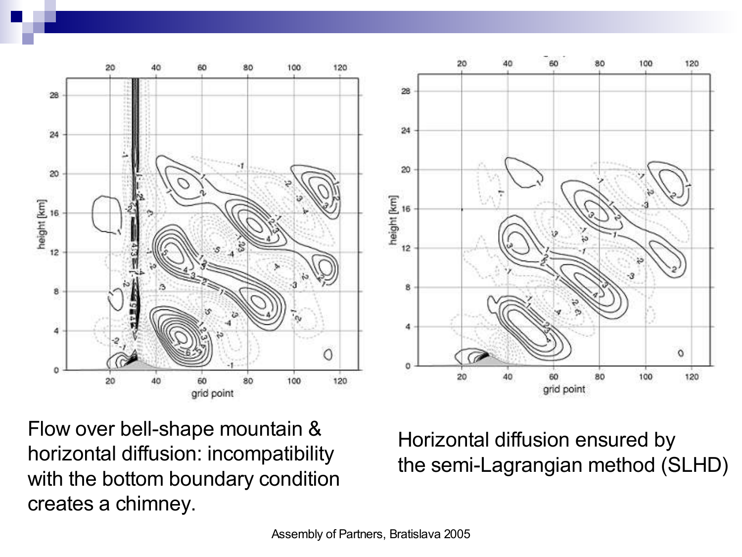Flow over bell-shape mountain & horizontal diffusion: incompatibility with the bottom boundary condition creates a chimney.

Horizontal diffusion ensured by the semi-Lagrangian method (SLHD)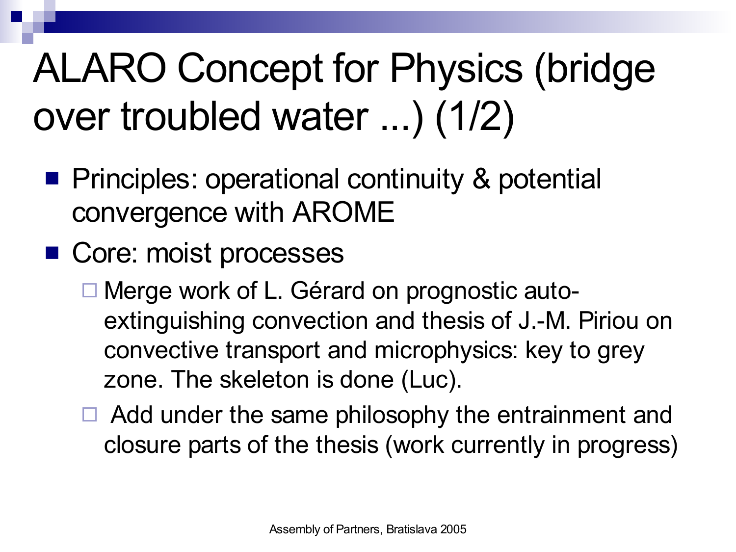# ALARO Concept for Physics (bridge over troubled water ...) (1/2)

- Principles: operational continuity & potential convergence with AROME
- Core: moist processes
  - Merge work of L. Gérard on prognostic auto-extinguishing convection and thesis of J.-M. Piriou on convective transport and microphysics: key to grey zone. The skeleton is done (Luc).
  - Add under the same philosophy the entrainment and closure parts of the thesis (work currently in progress)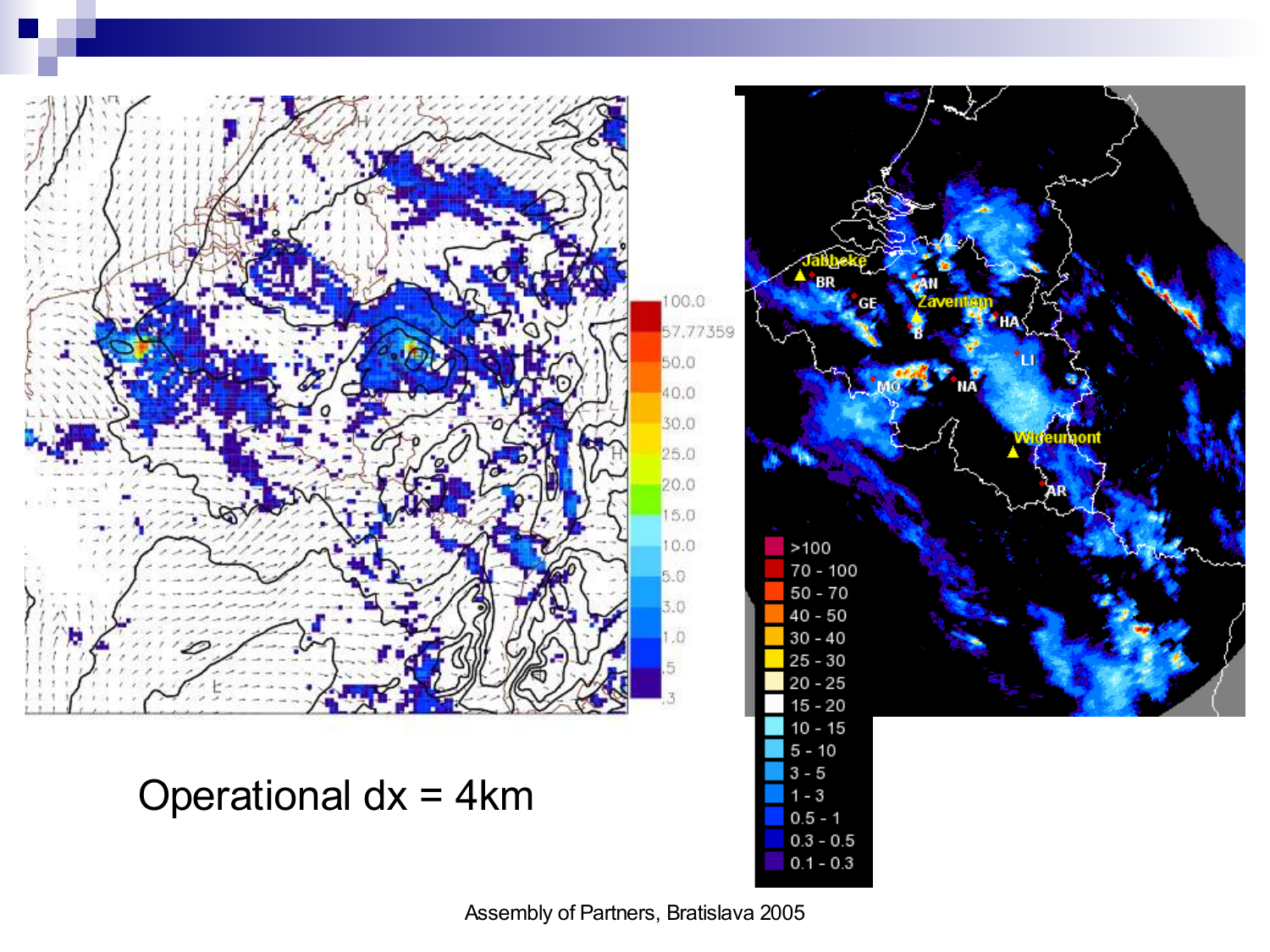Operational dx = 4km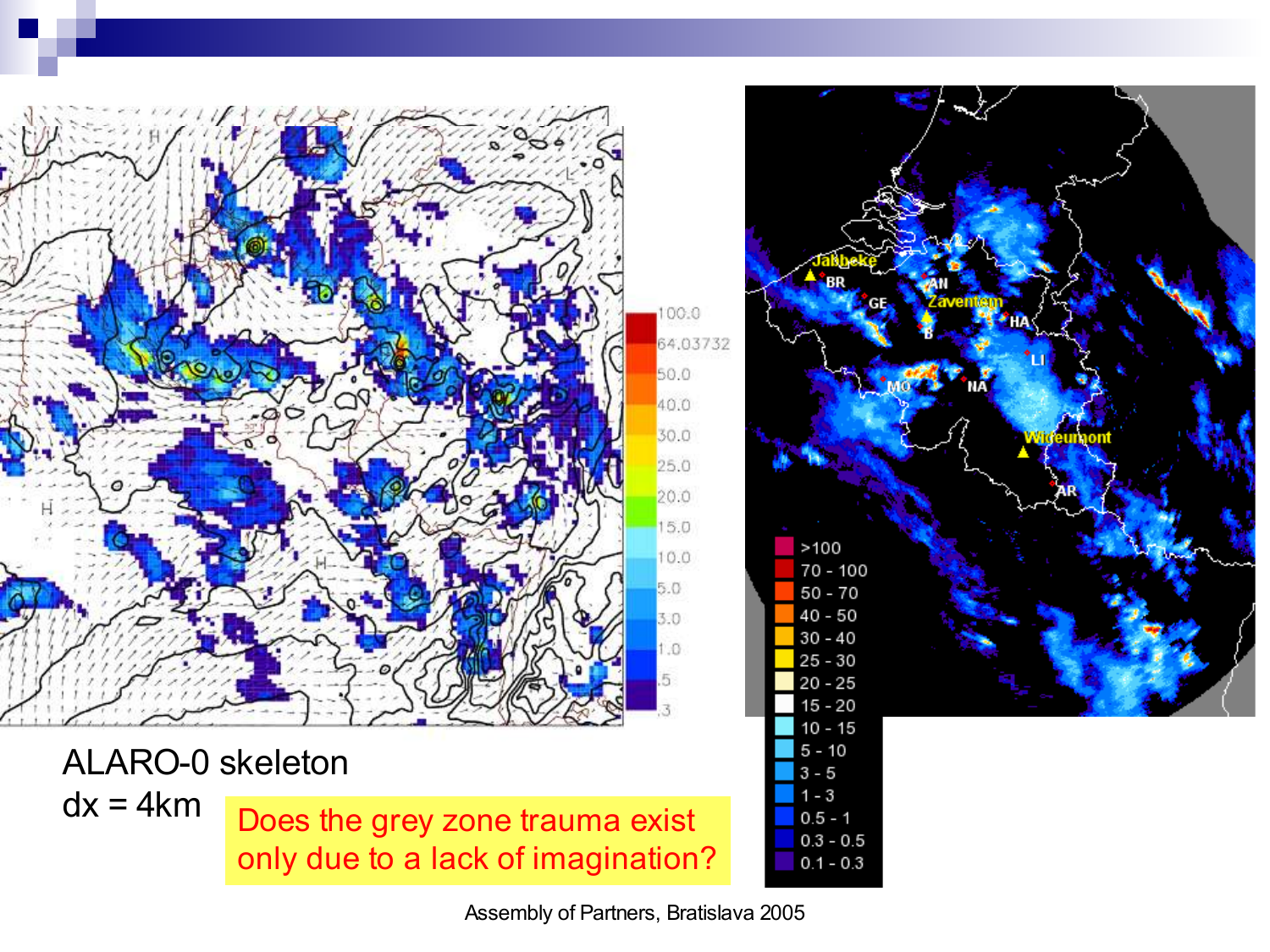ALARO-0 skeleton
dx = 4km

Does the grey zone trauma exist only due to a lack of imagination?

Assembly of Partners, Bratislava 2005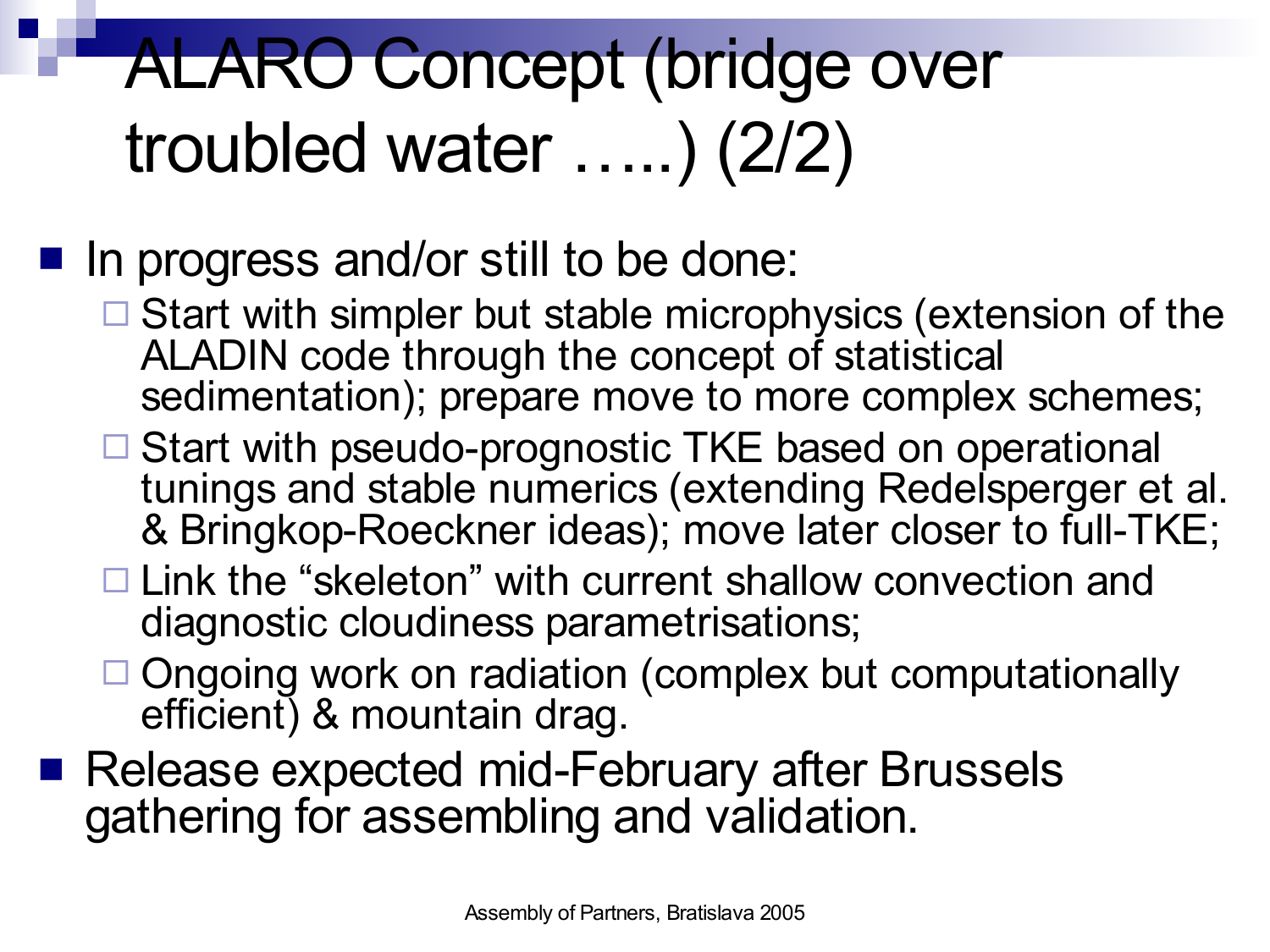# ALARO Concept (bridge over troubled water …..) (2/2)

- In progress and/or still to be done:
  - Start with simpler but stable microphysics (extension of the ALADIN code through the concept of statistical sedimentation); prepare move to more complex schemes;
  - Start with pseudo-prognostic TKE based on operational tunings and stable numerics (extending Redelsperger et al. & Bringkop-Roeckner ideas); move later closer to full-TKE;
  - Link the “skeleton” with current shallow convection and diagnostic cloudiness parametrisations;
  - Ongoing work on radiation (complex but computationally efficient) & mountain drag.
- Release expected mid-February after Brussels gathering for assembling and validation.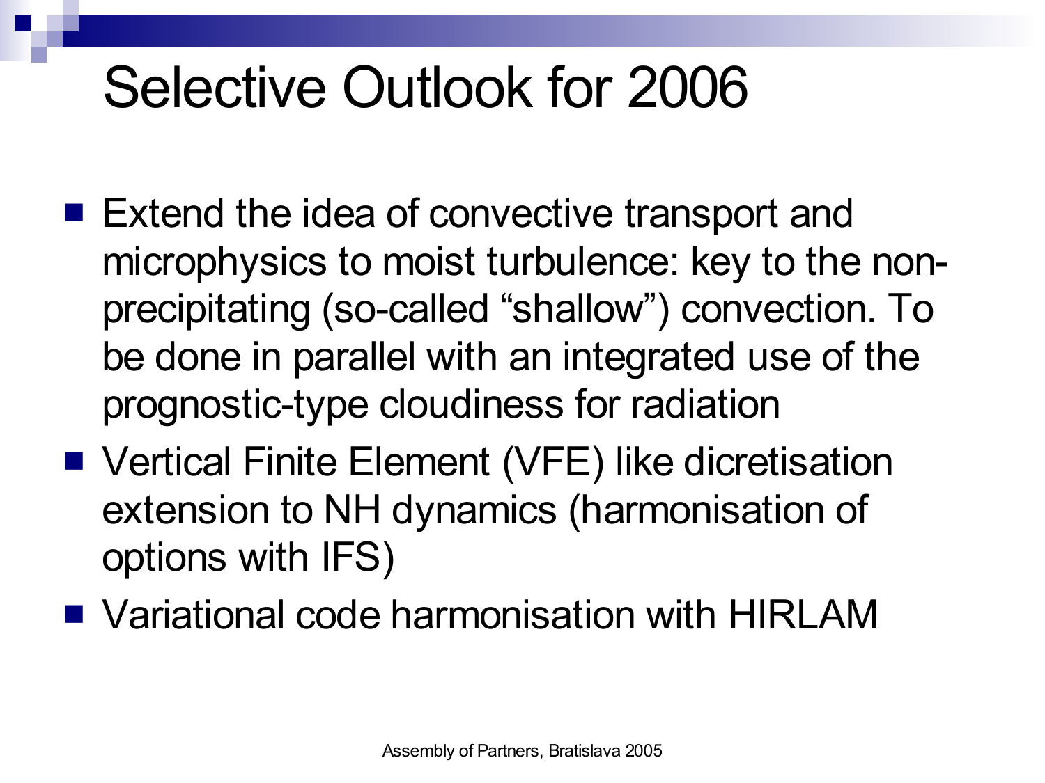# Selective Outlook for 2006

- Extend the idea of convective transport and microphysics to moist turbulence: key to the non-precipitating (so-called “shallow”) convection. To be done in parallel with an integrated use of the prognostic-type cloudiness for radiation
- Vertical Finite Element (VFE) like dicretisation extension to NH dynamics (harmonisation of options with IFS)
- Variational code harmonisation with HIRLAM